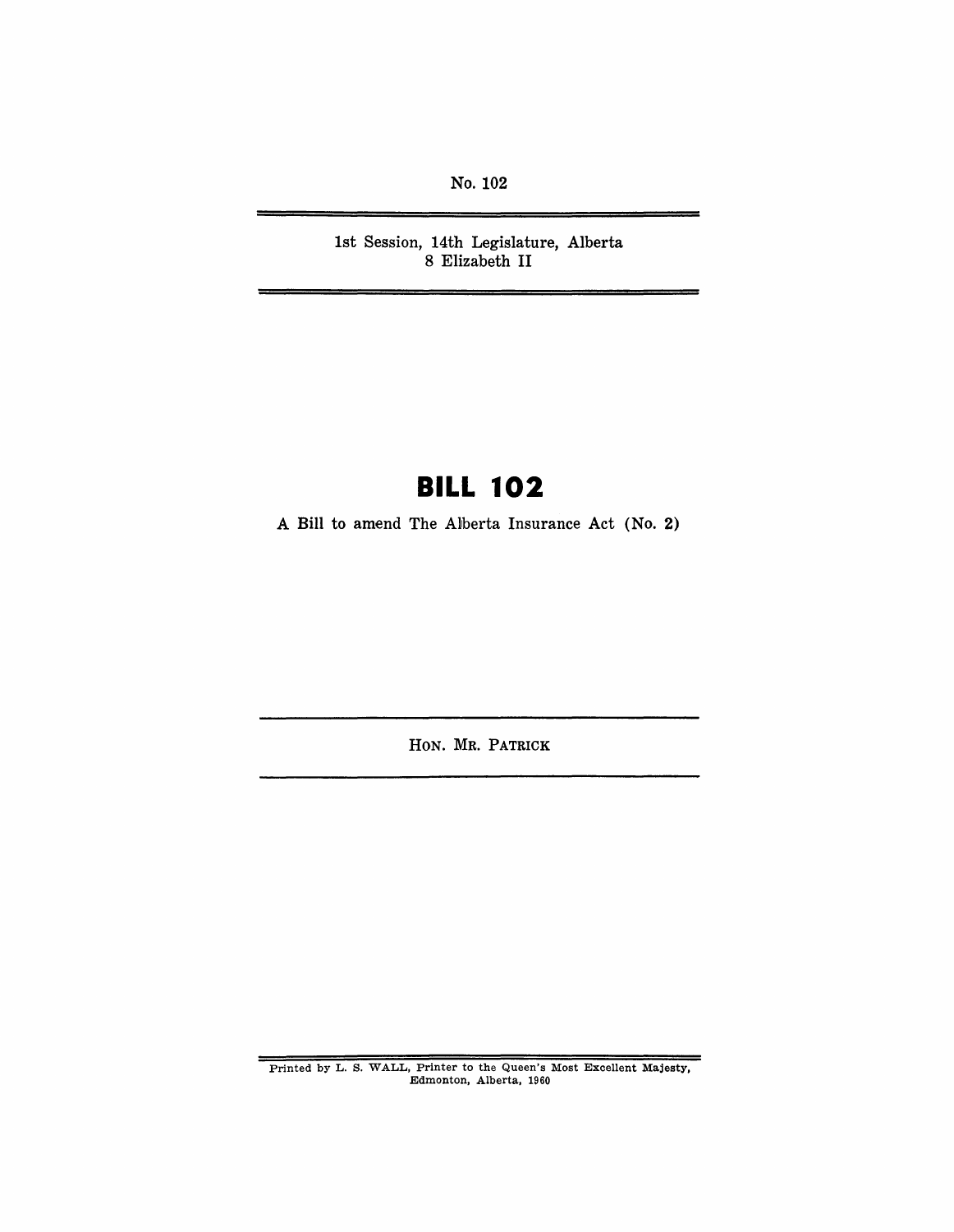No. 102

1st Session, 14th Legislature, Alberta
8 Elizabeth II

# BILL 102

A Bill to amend The Alberta Insurance Act (No. 2)

HON. MR. PATRICK

Printed by L. S. WALL, Printer to the Queen's Most Excellent Majesty, Edmonton, Alberta, 1960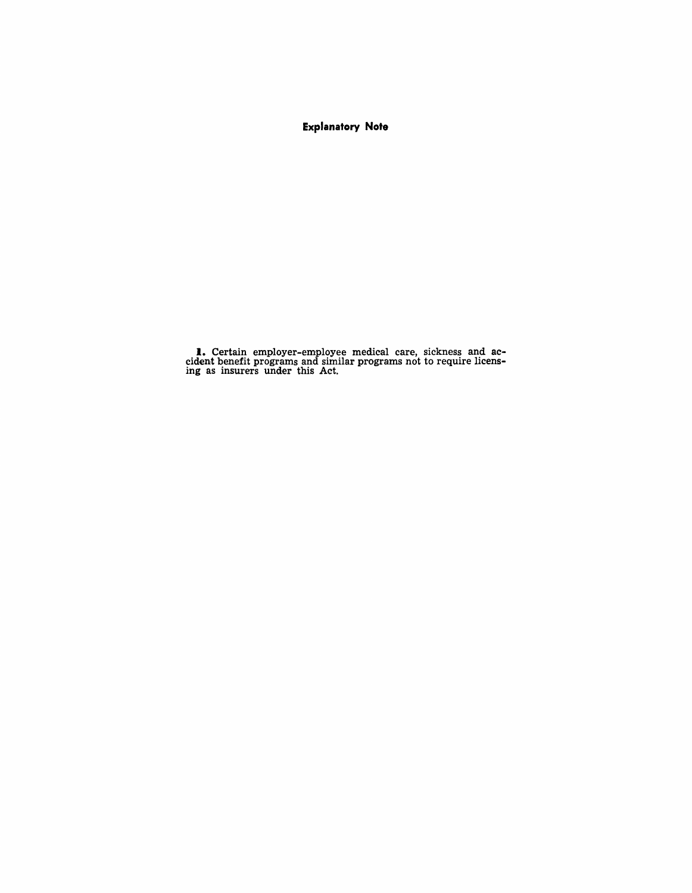## Explanatory Note

**1.** Certain employer-employee medical care, sickness and accident benefit programs and similar programs not to require licensing as insurers under this Act.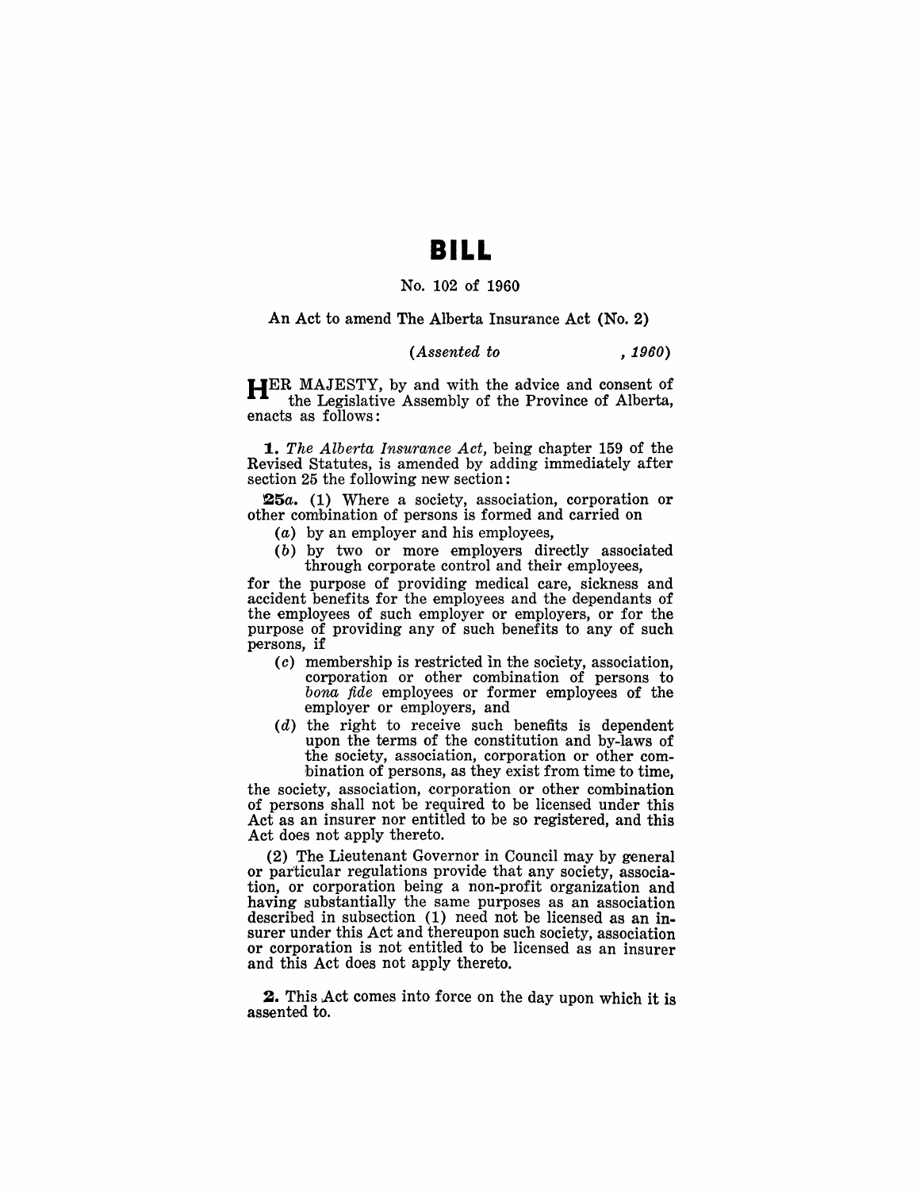# BILL

No. 102 of 1960

An Act to amend The Alberta Insurance Act (No. 2)

*(Assented to , 1960)*

HER MAJESTY, by and with the advice and consent of the Legislative Assembly of the Province of Alberta, enacts as follows:

**1.** *The Alberta Insurance Act,* being chapter 159 of the Revised Statutes, is amended by adding immediately after section 25 the following new section:

**25*a*.** (1) Where a society, association, corporation or other combination of persons is formed and carried on

(*a*) by an employer and his employees,

(*b*) by two or more employers directly associated through corporate control and their employees,

for the purpose of providing medical care, sickness and accident benefits for the employees and the dependants of the employees of such employer or employers, or for the purpose of providing any of such benefits to any of such persons, if

(*c*) membership is restricted in the society, association, corporation or other combination of persons to *bona fide* employees or former employees of the employer or employers, and

(*d*) the right to receive such benefits is dependent upon the terms of the constitution and by-laws of the society, association, corporation or other combination of persons, as they exist from time to time,

the society, association, corporation or other combination of persons shall not be required to be licensed under this Act as an insurer nor entitled to be so registered, and this Act does not apply thereto.

(2) The Lieutenant Governor in Council may by general or particular regulations provide that any society, association, or corporation being a non-profit organization and having substantially the same purposes as an association described in subsection (1) need not be licensed as an insurer under this Act and thereupon such society, association or corporation is not entitled to be licensed as an insurer and this Act does not apply thereto.

**2.** This Act comes into force on the day upon which it is assented to.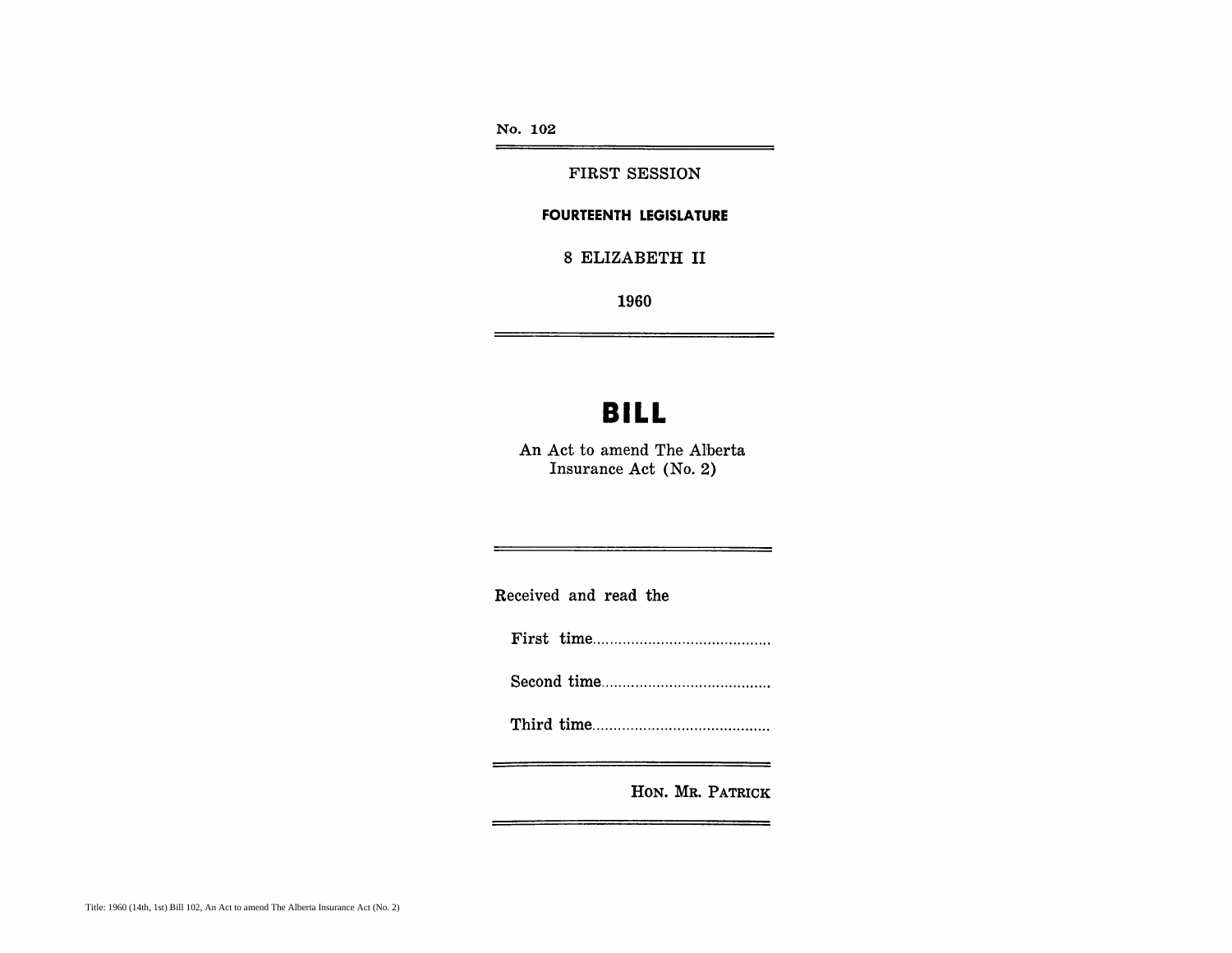No. 102

FIRST SESSION

**FOURTEENTH LEGISLATURE**

8 ELIZABETH II

**1960**

# BILL

An Act to amend The Alberta Insurance Act (No. 2)

Received and read the

First time..........................................

Second time........................................

Third time..........................................

HON. MR. PATRICK

Title: 1960 (14th, 1st) Bill 102, An Act to amend The Alberta Insurance Act (No. 2)